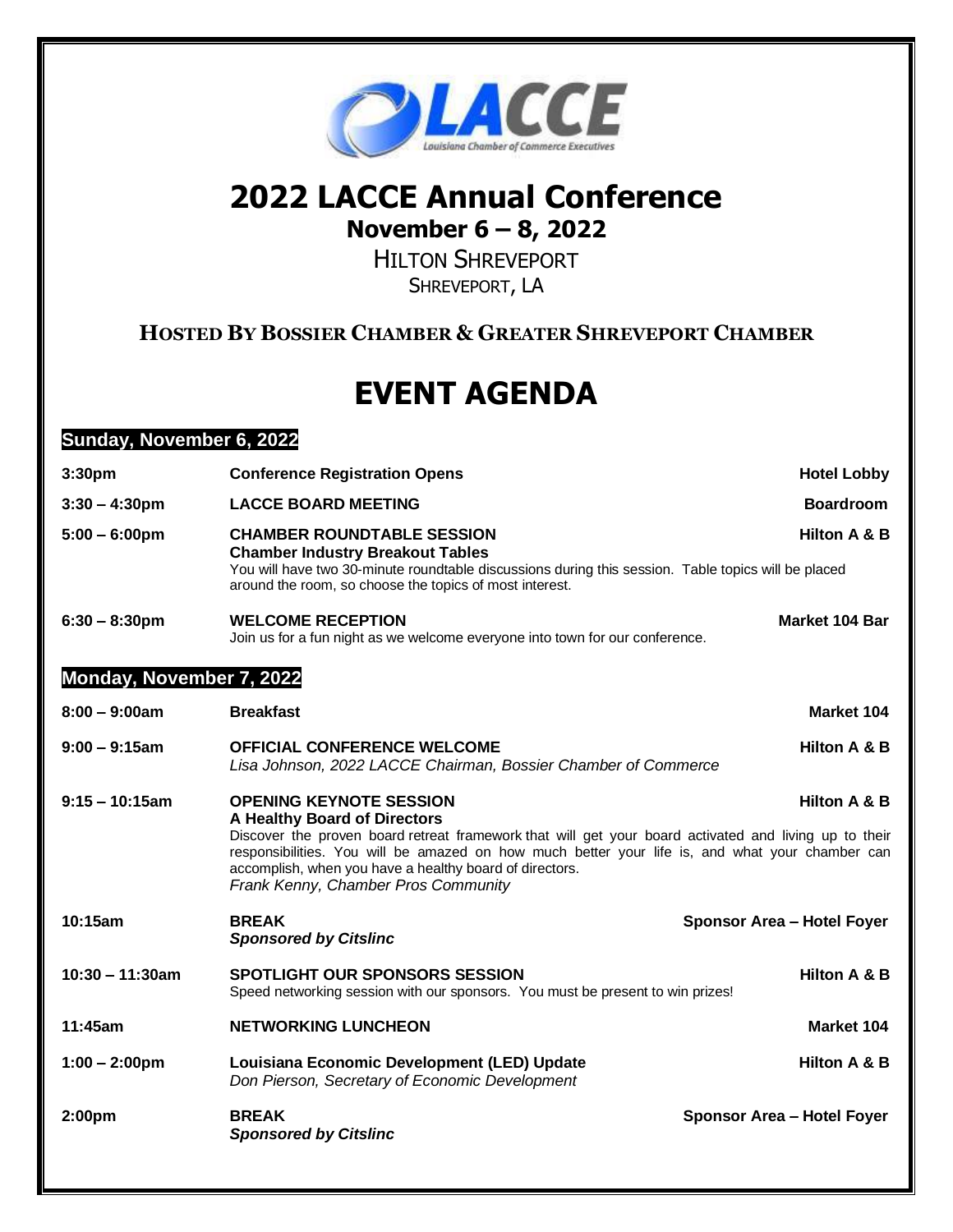# 2022 LACCE Annual Conference

## November 6 – 8, 2022

HILTON SHREVEPORT

SHREVEPORT, LA

**HOSTED BY BOSSIER CHAMBER & GREATER SHREVEPORT CHAMBER**

# EVENT AGENDA

## Sunday, November 6, 2022

**3:30pm** — **Conference Registration Opens** — **Hotel Lobby**

**3:30 – 4:30pm** — **LACCE BOARD MEETING** — **Boardroom**

**5:00 – 6:00pm** — **CHAMBER ROUNDTABLE SESSION** — **Hilton A & B**
**Chamber Industry Breakout Tables**
You will have two 30-minute roundtable discussions during this session. Table topics will be placed around the room, so choose the topics of most interest.

**6:30 – 8:30pm** — **WELCOME RECEPTION** — **Market 104 Bar**
Join us for a fun night as we welcome everyone into town for our conference.

## Monday, November 7, 2022

**8:00 – 9:00am** — **Breakfast** — **Market 104**

**9:00 – 9:15am** — **OFFICIAL CONFERENCE WELCOME** — **Hilton A & B**
*Lisa Johnson, 2022 LACCE Chairman, Bossier Chamber of Commerce*

**9:15 – 10:15am** — **OPENING KEYNOTE SESSION** — **Hilton A & B**
**A Healthy Board of Directors**
Discover the proven board retreat framework that will get your board activated and living up to their responsibilities. You will be amazed on how much better your life is, and what your chamber can accomplish, when you have a healthy board of directors.
*Frank Kenny, Chamber Pros Community*

**10:15am** — **BREAK** — **Sponsor Area – Hotel Foyer**
***Sponsored by Citslinc***

**10:30 – 11:30am** — **SPOTLIGHT OUR SPONSORS SESSION** — **Hilton A & B**
Speed networking session with our sponsors. You must be present to win prizes!

**11:45am** — **NETWORKING LUNCHEON** — **Market 104**

**1:00 – 2:00pm** — **Louisiana Economic Development (LED) Update** — **Hilton A & B**
*Don Pierson, Secretary of Economic Development*

**2:00pm** — **BREAK** — **Sponsor Area – Hotel Foyer**
***Sponsored by Citslinc***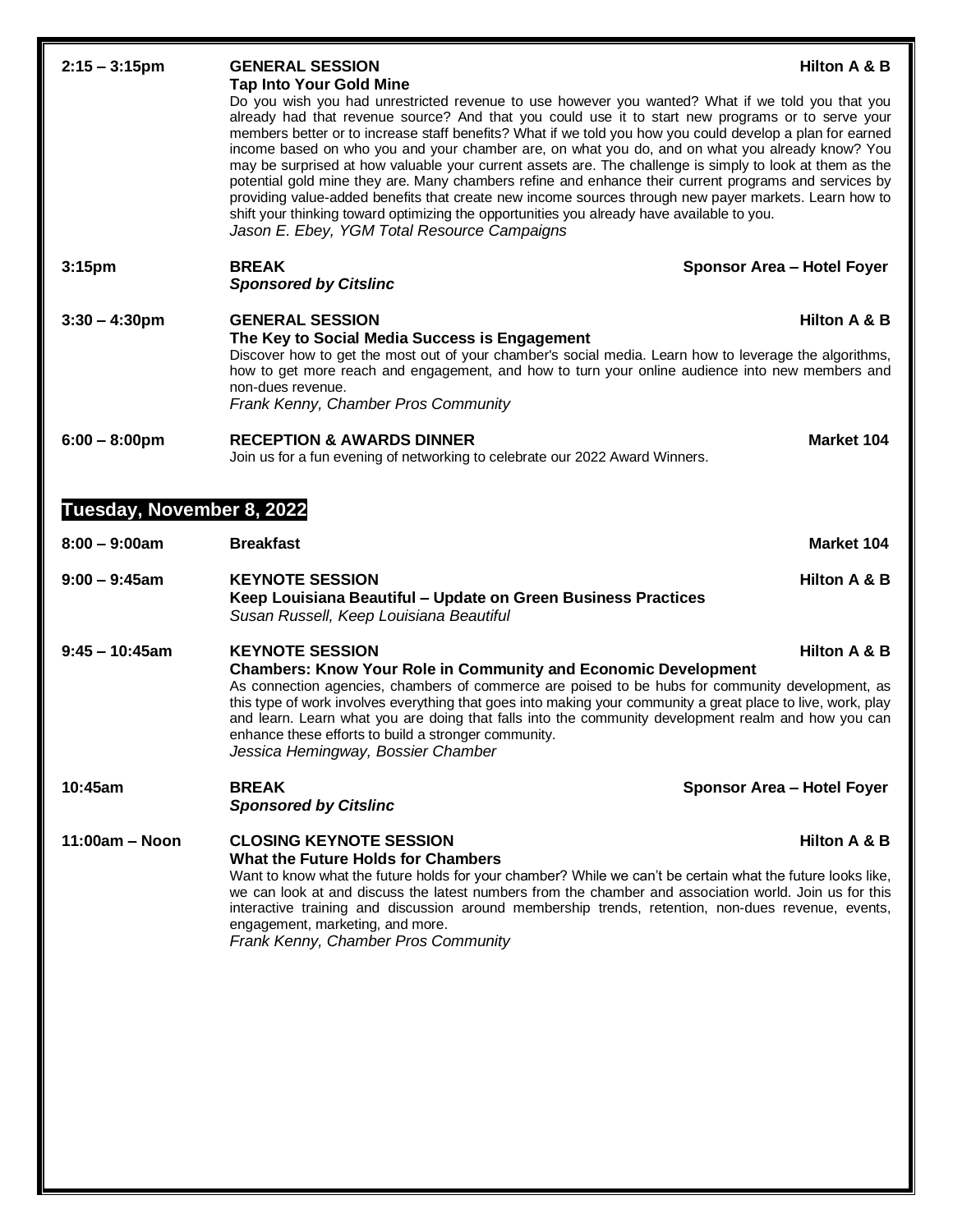**2:15 – 3:15pm** | **GENERAL SESSION** | **Hilton A & B**

**Tap Into Your Gold Mine**

Do you wish you had unrestricted revenue to use however you wanted? What if we told you that you already had that revenue source? And that you could use it to start new programs or to serve your members better or to increase staff benefits? What if we told you how you could develop a plan for earned income based on who you and your chamber are, on what you do, and on what you already know? You may be surprised at how valuable your current assets are. The challenge is simply to look at them as the potential gold mine they are. Many chambers refine and enhance their current programs and services by providing value-added benefits that create new income sources through new payer markets. Learn how to shift your thinking toward optimizing the opportunities you already have available to you.

*Jason E. Ebey, YGM Total Resource Campaigns*

**3:15pm** | **BREAK** | **Sponsor Area – Hotel Foyer**

***Sponsored by Citslinc***

**3:30 – 4:30pm** | **GENERAL SESSION** | **Hilton A & B**

**The Key to Social Media Success is Engagement**

Discover how to get the most out of your chamber's social media. Learn how to leverage the algorithms, how to get more reach and engagement, and how to turn your online audience into new members and non-dues revenue.

*Frank Kenny, Chamber Pros Community*

**6:00 – 8:00pm** | **RECEPTION & AWARDS DINNER** | **Market 104**

Join us for a fun evening of networking to celebrate our 2022 Award Winners.

## Tuesday, November 8, 2022

**8:00 – 9:00am** | **Breakfast** | **Market 104**

**9:00 – 9:45am** | **KEYNOTE SESSION** | **Hilton A & B**

**Keep Louisiana Beautiful – Update on Green Business Practices**

*Susan Russell, Keep Louisiana Beautiful*

**9:45 – 10:45am** | **KEYNOTE SESSION** | **Hilton A & B**

**Chambers: Know Your Role in Community and Economic Development**

As connection agencies, chambers of commerce are poised to be hubs for community development, as this type of work involves everything that goes into making your community a great place to live, work, play and learn. Learn what you are doing that falls into the community development realm and how you can enhance these efforts to build a stronger community.

*Jessica Hemingway, Bossier Chamber*

**10:45am** | **BREAK** | **Sponsor Area – Hotel Foyer**

***Sponsored by Citslinc***

**11:00am – Noon** | **CLOSING KEYNOTE SESSION** | **Hilton A & B**

**What the Future Holds for Chambers**

Want to know what the future holds for your chamber? While we can't be certain what the future looks like, we can look at and discuss the latest numbers from the chamber and association world. Join us for this interactive training and discussion around membership trends, retention, non-dues revenue, events, engagement, marketing, and more.

*Frank Kenny, Chamber Pros Community*